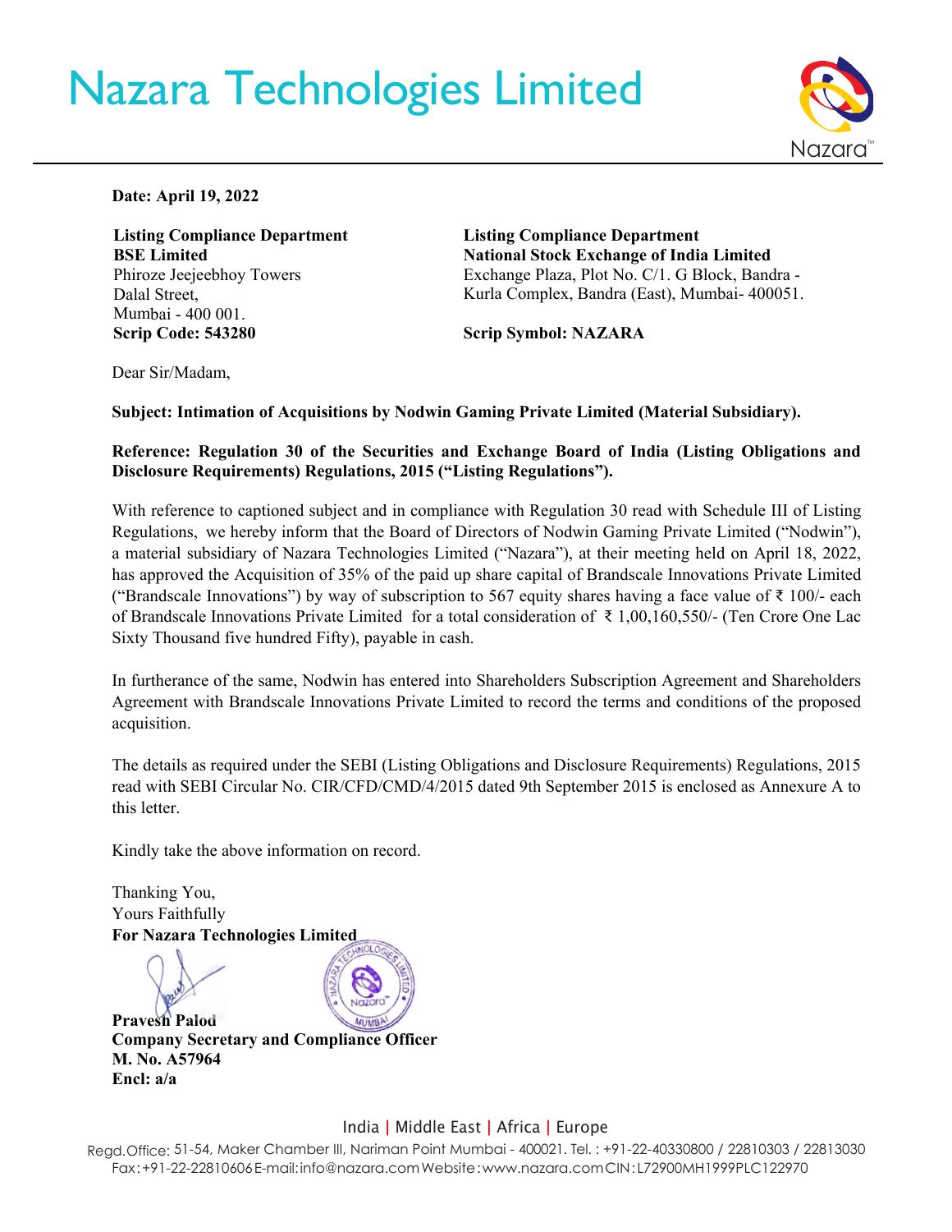# Nazara Technologies Limited

**Date: April 19, 2022**

**Listing Compliance Department**
**BSE Limited**
Phiroze Jeejeebhoy Towers
Dalal Street,
Mumbai - 400 001.
**Scrip Code: 543280**

**Listing Compliance Department**
**National Stock Exchange of India Limited**
Exchange Plaza, Plot No. C/1. G Block, Bandra - Kurla Complex, Bandra (East), Mumbai- 400051.

**Scrip Symbol: NAZARA**

Dear Sir/Madam,

**Subject: Intimation of Acquisitions by Nodwin Gaming Private Limited (Material Subsidiary).**

**Reference: Regulation 30 of the Securities and Exchange Board of India (Listing Obligations and Disclosure Requirements) Regulations, 2015 ("Listing Regulations").**

With reference to captioned subject and in compliance with Regulation 30 read with Schedule III of Listing Regulations, we hereby inform that the Board of Directors of Nodwin Gaming Private Limited ("Nodwin"), a material subsidiary of Nazara Technologies Limited ("Nazara"), at their meeting held on April 18, 2022, has approved the Acquisition of 35% of the paid up share capital of Brandscale Innovations Private Limited ("Brandscale Innovations") by way of subscription to 567 equity shares having a face value of ₹ 100/- each of Brandscale Innovations Private Limited for a total consideration of ₹ 1,00,160,550/- (Ten Crore One Lac Sixty Thousand five hundred Fifty), payable in cash.

In furtherance of the same, Nodwin has entered into Shareholders Subscription Agreement and Shareholders Agreement with Brandscale Innovations Private Limited to record the terms and conditions of the proposed acquisition.

The details as required under the SEBI (Listing Obligations and Disclosure Requirements) Regulations, 2015 read with SEBI Circular No. CIR/CFD/CMD/4/2015 dated 9th September 2015 is enclosed as Annexure A to this letter.

Kindly take the above information on record.

Thanking You,
Yours Faithfully
**For Nazara Technologies Limited**

**Pravesh Palod**
**Company Secretary and Compliance Officer**
**M. No. A57964**
**Encl: a/a**

India | Middle East | Africa | Europe

Regd.Office: 51-54, Maker Chamber III, Nariman Point Mumbai - 400021. Tel. : +91-22-40330800 / 22810303 / 22813030
Fax: +91-22-22810606 E-mail: info@nazara.com Website: www.nazara.com CIN: L72900MH1999PLC122970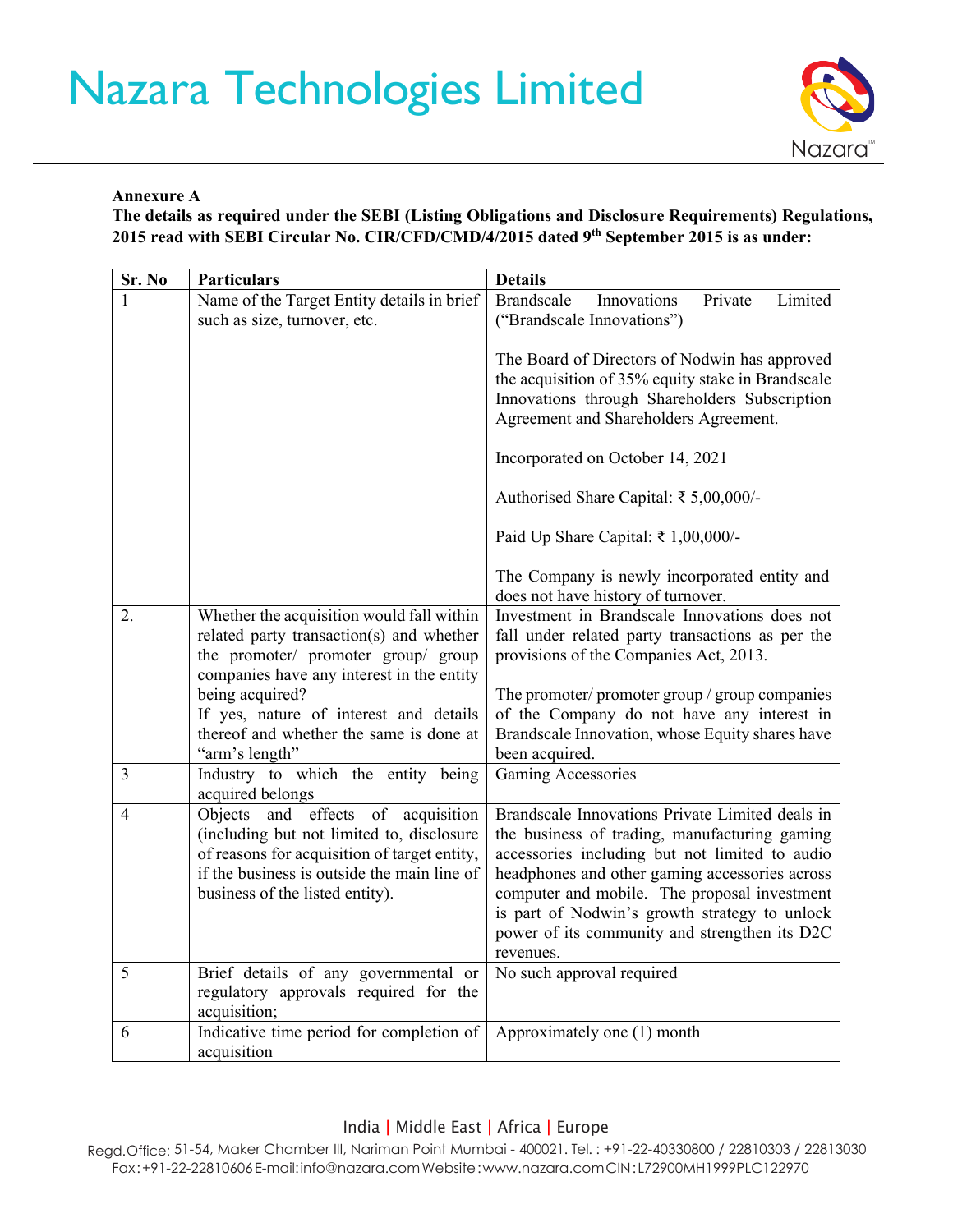**Annexure A**

**The details as required under the SEBI (Listing Obligations and Disclosure Requirements) Regulations, 2015 read with SEBI Circular No. CIR/CFD/CMD/4/2015 dated 9th September 2015 is as under:**

| Sr. No | Particulars | Details |
|---|---|---|
| 1 | Name of the Target Entity details in brief such as size, turnover, etc. | Brandscale Innovations Private Limited ("Brandscale Innovations")<br><br>The Board of Directors of Nodwin has approved the acquisition of 35% equity stake in Brandscale Innovations through Shareholders Subscription Agreement and Shareholders Agreement.<br><br>Incorporated on October 14, 2021<br><br>Authorised Share Capital: ₹ 5,00,000/-<br><br>Paid Up Share Capital: ₹ 1,00,000/-<br><br>The Company is newly incorporated entity and does not have history of turnover. |
| 2. | Whether the acquisition would fall within related party transaction(s) and whether the promoter/ promoter group/ group companies have any interest in the entity being acquired?<br>If yes, nature of interest and details thereof and whether the same is done at "arm's length" | Investment in Brandscale Innovations does not fall under related party transactions as per the provisions of the Companies Act, 2013.<br><br>The promoter/ promoter group / group companies of the Company do not have any interest in Brandscale Innovation, whose Equity shares have been acquired. |
| 3 | Industry to which the entity being acquired belongs | Gaming Accessories |
| 4 | Objects and effects of acquisition (including but not limited to, disclosure of reasons for acquisition of target entity, if the business is outside the main line of business of the listed entity). | Brandscale Innovations Private Limited deals in the business of trading, manufacturing gaming accessories including but not limited to audio headphones and other gaming accessories across computer and mobile. The proposal investment is part of Nodwin's growth strategy to unlock power of its community and strengthen its D2C revenues. |
| 5 | Brief details of any governmental or regulatory approvals required for the acquisition; | No such approval required |
| 6 | Indicative time period for completion of acquisition | Approximately one (1) month |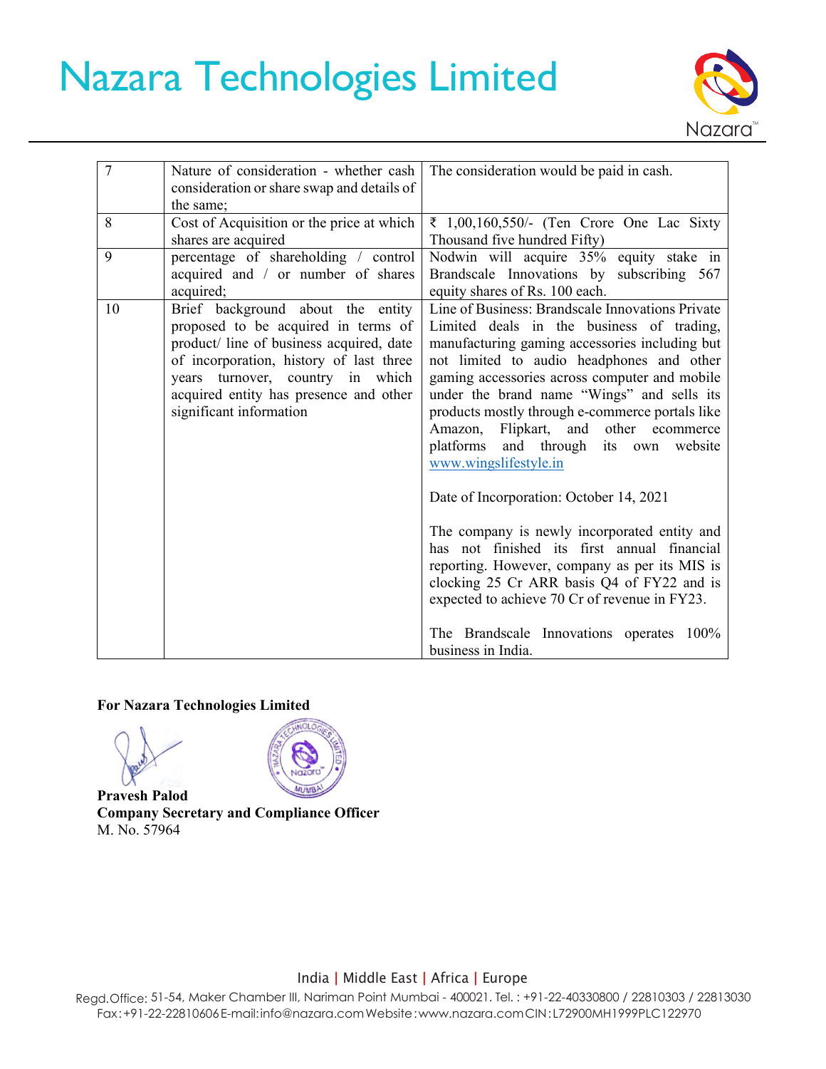# Nazara Technologies Limited

| | | |
|---|---|---|
| 7 | Nature of consideration - whether cash consideration or share swap and details of the same; | The consideration would be paid in cash. |
| 8 | Cost of Acquisition or the price at which shares are acquired | ₹ 1,00,160,550/- (Ten Crore One Lac Sixty Thousand five hundred Fifty) |
| 9 | percentage of shareholding / control acquired and / or number of shares acquired; | Nodwin will acquire 35% equity stake in Brandscale Innovations by subscribing 567 equity shares of Rs. 100 each. |
| 10 | Brief background about the entity proposed to be acquired in terms of product/ line of business acquired, date of incorporation, history of last three years turnover, country in which acquired entity has presence and other significant information | Line of Business: Brandscale Innovations Private Limited deals in the business of trading, manufacturing gaming accessories including but not limited to audio headphones and other gaming accessories across computer and mobile under the brand name "Wings" and sells its products mostly through e-commerce portals like Amazon, Flipkart, and other ecommerce platforms and through its own website www.wingslifestyle.in<br><br>Date of Incorporation: October 14, 2021<br><br>The company is newly incorporated entity and has not finished its first annual financial reporting. However, company as per its MIS is clocking 25 Cr ARR basis Q4 of FY22 and is expected to achieve 70 Cr of revenue in FY23.<br><br>The Brandscale Innovations operates 100% business in India. |

**For Nazara Technologies Limited**

**Pravesh Palod**
**Company Secretary and Compliance Officer**
M. No. 57964

India | Middle East | Africa | Europe

Regd.Office: 51-54, Maker Chamber III, Nariman Point Mumbai - 400021. Tel. : +91-22-40330800 / 22810303 / 22813030
Fax:+91-22-22810606 E-mail:info@nazara.com Website:www.nazara.com CIN:L72900MH1999PLC122970